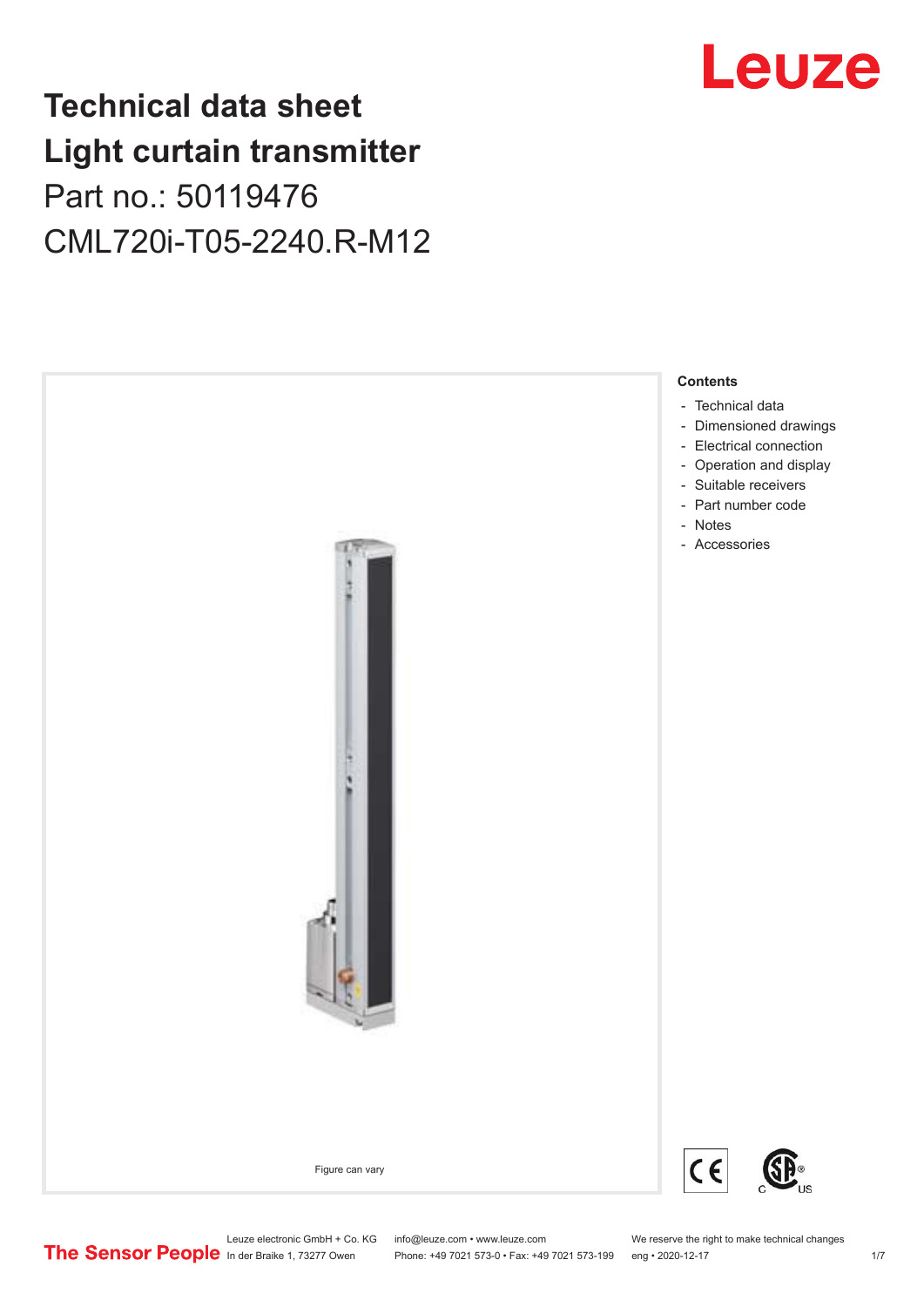# Technical data sheet
# Light curtain transmitter
## Part no.: 50119476
## CML720i-T05-2240.R-M12

Figure can vary

**Contents**

- Technical data
- Dimensioned drawings
- Electrical connection
- Operation and display
- Suitable receivers
- Part number code
- Notes
- Accessories

Leuze electronic GmbH + Co. KG
In der Braike 1, 73277 Owen

info@leuze.com • www.leuze.com
Phone: +49 7021 573-0 • Fax: +49 7021 573-199

We reserve the right to make technical changes
eng • 2020-12-17

The Sensor People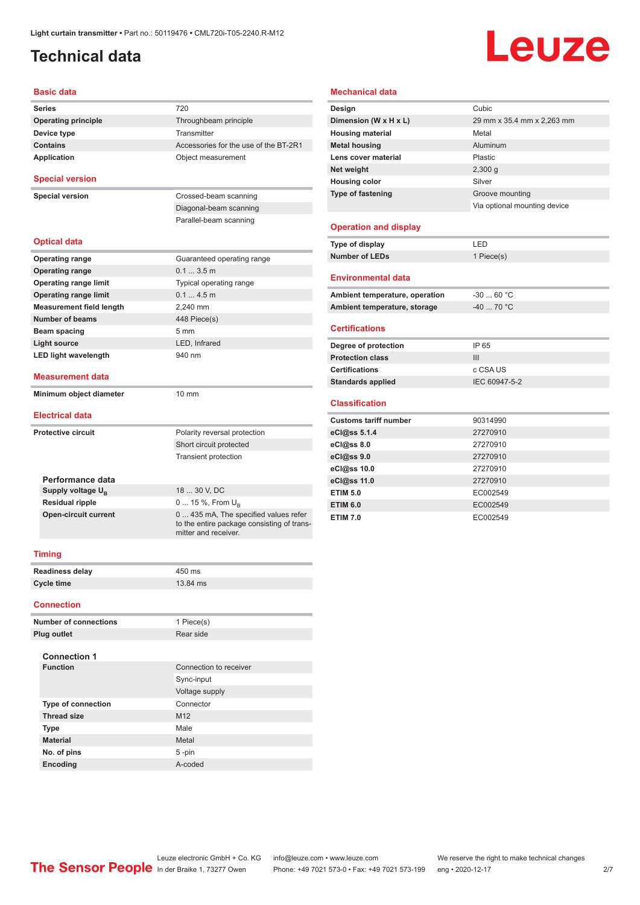# Technical data

## Basic data

| | |
|---|---|
| **Series** | 720 |
| **Operating principle** | Throughbeam principle |
| **Device type** | Transmitter |
| **Contains** | Accessories for the use of the BT-2R1 |
| **Application** | Object measurement |

## Special version

| | |
|---|---|
| **Special version** | Crossed-beam scanning |
| | Diagonal-beam scanning |
| | Parallel-beam scanning |

## Optical data

| | |
|---|---|
| **Operating range** | Guaranteed operating range |
| **Operating range** | 0.1 ... 3.5 m |
| **Operating range limit** | Typical operating range |
| **Operating range limit** | 0.1 ... 4.5 m |
| **Measurement field length** | 2,240 mm |
| **Number of beams** | 448 Piece(s) |
| **Beam spacing** | 5 mm |
| **Light source** | LED, Infrared |
| **LED light wavelength** | 940 nm |

## Measurement data

| | |
|---|---|
| **Minimum object diameter** | 10 mm |

## Electrical data

| | |
|---|---|
| **Protective circuit** | Polarity reversal protection |
| | Short circuit protected |
| | Transient protection |

### Performance data

| | |
|---|---|
| **Supply voltage $U_B$** | 18 ... 30 V, DC |
| **Residual ripple** | 0 ... 15 %, From $U_B$ |
| **Open-circuit current** | 0 ... 435 mA, The specified values refer to the entire package consisting of transmitter and receiver. |

## Timing

| | |
|---|---|
| **Readiness delay** | 450 ms |
| **Cycle time** | 13.84 ms |

## Connection

| | |
|---|---|
| **Number of connections** | 1 Piece(s) |
| **Plug outlet** | Rear side |

### Connection 1

| | |
|---|---|
| **Function** | Connection to receiver |
| | Sync-input |
| | Voltage supply |
| **Type of connection** | Connector |
| **Thread size** | M12 |
| **Type** | Male |
| **Material** | Metal |
| **No. of pins** | 5 -pin |
| **Encoding** | A-coded |

## Mechanical data

| | |
|---|---|
| **Design** | Cubic |
| **Dimension (W x H x L)** | 29 mm x 35.4 mm x 2,263 mm |
| **Housing material** | Metal |
| **Metal housing** | Aluminum |
| **Lens cover material** | Plastic |
| **Net weight** | 2,300 g |
| **Housing color** | Silver |
| **Type of fastening** | Groove mounting |
| | Via optional mounting device |

## Operation and display

| | |
|---|---|
| **Type of display** | LED |
| **Number of LEDs** | 1 Piece(s) |

## Environmental data

| | |
|---|---|
| **Ambient temperature, operation** | -30 ... 60 °C |
| **Ambient temperature, storage** | -40 ... 70 °C |

## Certifications

| | |
|---|---|
| **Degree of protection** | IP 65 |
| **Protection class** | III |
| **Certifications** | c CSA US |
| **Standards applied** | IEC 60947-5-2 |

## Classification

| | |
|---|---|
| **Customs tariff number** | 90314990 |
| **eCl@ss 5.1.4** | 27270910 |
| **eCl@ss 8.0** | 27270910 |
| **eCl@ss 9.0** | 27270910 |
| **eCl@ss 10.0** | 27270910 |
| **eCl@ss 11.0** | 27270910 |
| **ETIM 5.0** | EC002549 |
| **ETIM 6.0** | EC002549 |
| **ETIM 7.0** | EC002549 |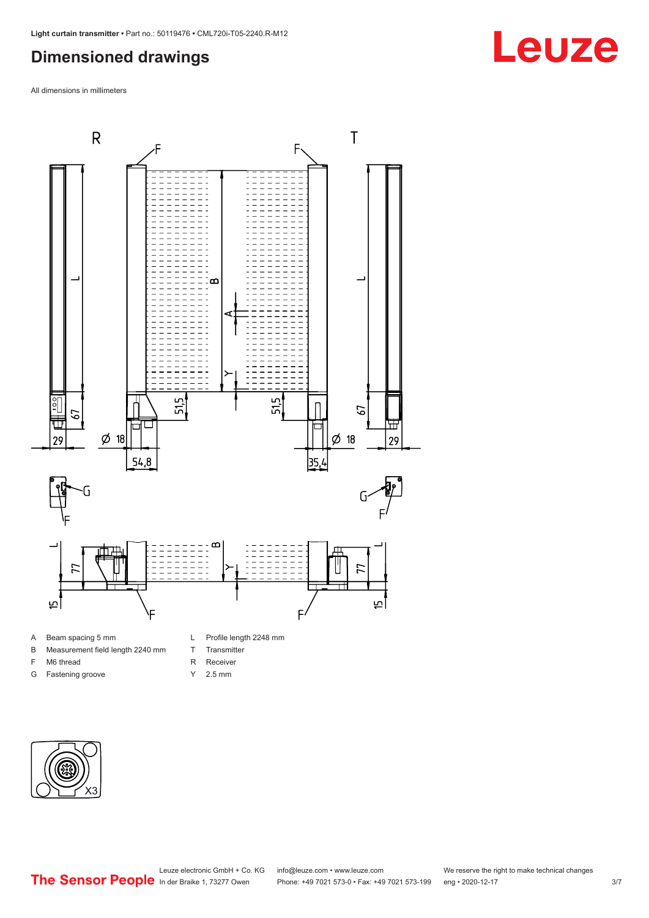## Dimensioned drawings

All dimensions in millimeters

| | | | |
|---|---|---|---|
| A | Beam spacing 5 mm | L | Profile length 2248 mm |
| B | Measurement field length 2240 mm | T | Transmitter |
| F | M6 thread | R | Receiver |
| G | Fastening groove | Y | 2.5 mm |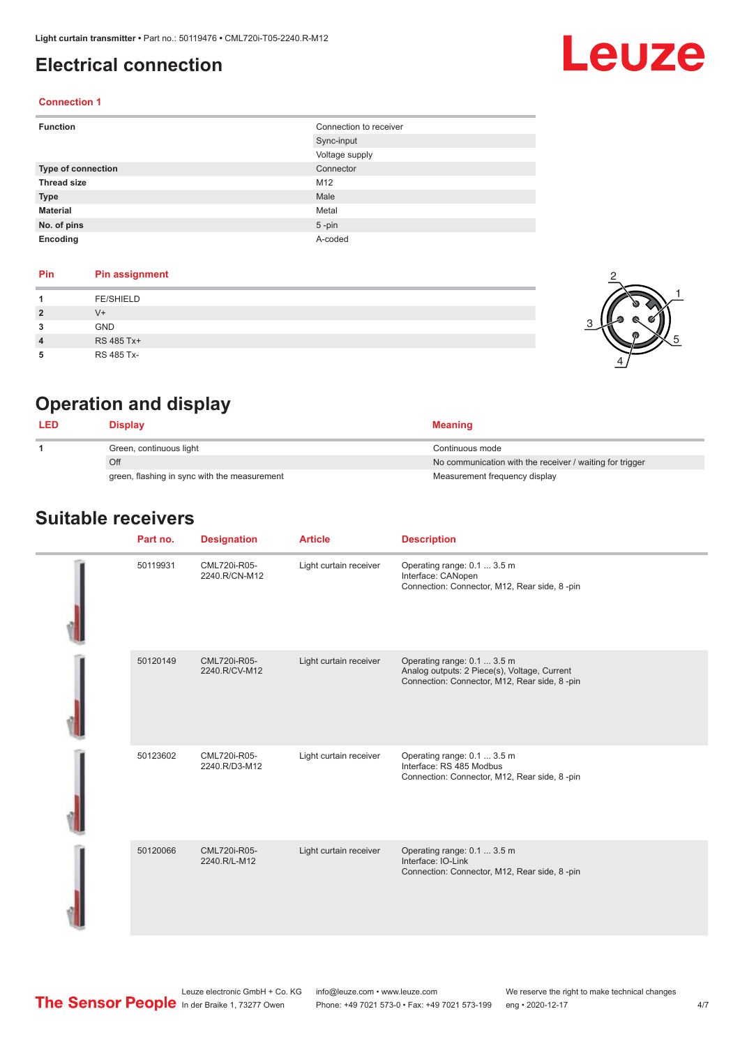# Electrical connection

## Connection 1

| | |
|---|---|
| **Function** | Connection to receiver |
| | Sync-input |
| | Voltage supply |
| **Type of connection** | Connector |
| **Thread size** | M12 |
| **Type** | Male |
| **Material** | Metal |
| **No. of pins** | 5 -pin |
| **Encoding** | A-coded |

| Pin | Pin assignment |
|---|---|
| **1** | FE/SHIELD |
| **2** | V+ |
| **3** | GND |
| **4** | RS 485 Tx+ |
| **5** | RS 485 Tx- |

# Operation and display

| LED | Display | Meaning |
|---|---|---|
| **1** | Green, continuous light | Continuous mode |
| | Off | No communication with the receiver / waiting for trigger |
| | green, flashing in sync with the measurement | Measurement frequency display |

# Suitable receivers

| Part no. | Designation | Article | Description |
|---|---|---|---|
| 50119931 | CML720i-R05-2240.R/CN-M12 | Light curtain receiver | Operating range: 0.1 ... 3.5 m<br>Interface: CANopen<br>Connection: Connector, M12, Rear side, 8 -pin |
| 50120149 | CML720i-R05-2240.R/CV-M12 | Light curtain receiver | Operating range: 0.1 ... 3.5 m<br>Analog outputs: 2 Piece(s), Voltage, Current<br>Connection: Connector, M12, Rear side, 8 -pin |
| 50123602 | CML720i-R05-2240.R/D3-M12 | Light curtain receiver | Operating range: 0.1 ... 3.5 m<br>Interface: RS 485 Modbus<br>Connection: Connector, M12, Rear side, 8 -pin |
| 50120066 | CML720i-R05-2240.R/L-M12 | Light curtain receiver | Operating range: 0.1 ... 3.5 m<br>Interface: IO-Link<br>Connection: Connector, M12, Rear side, 8 -pin |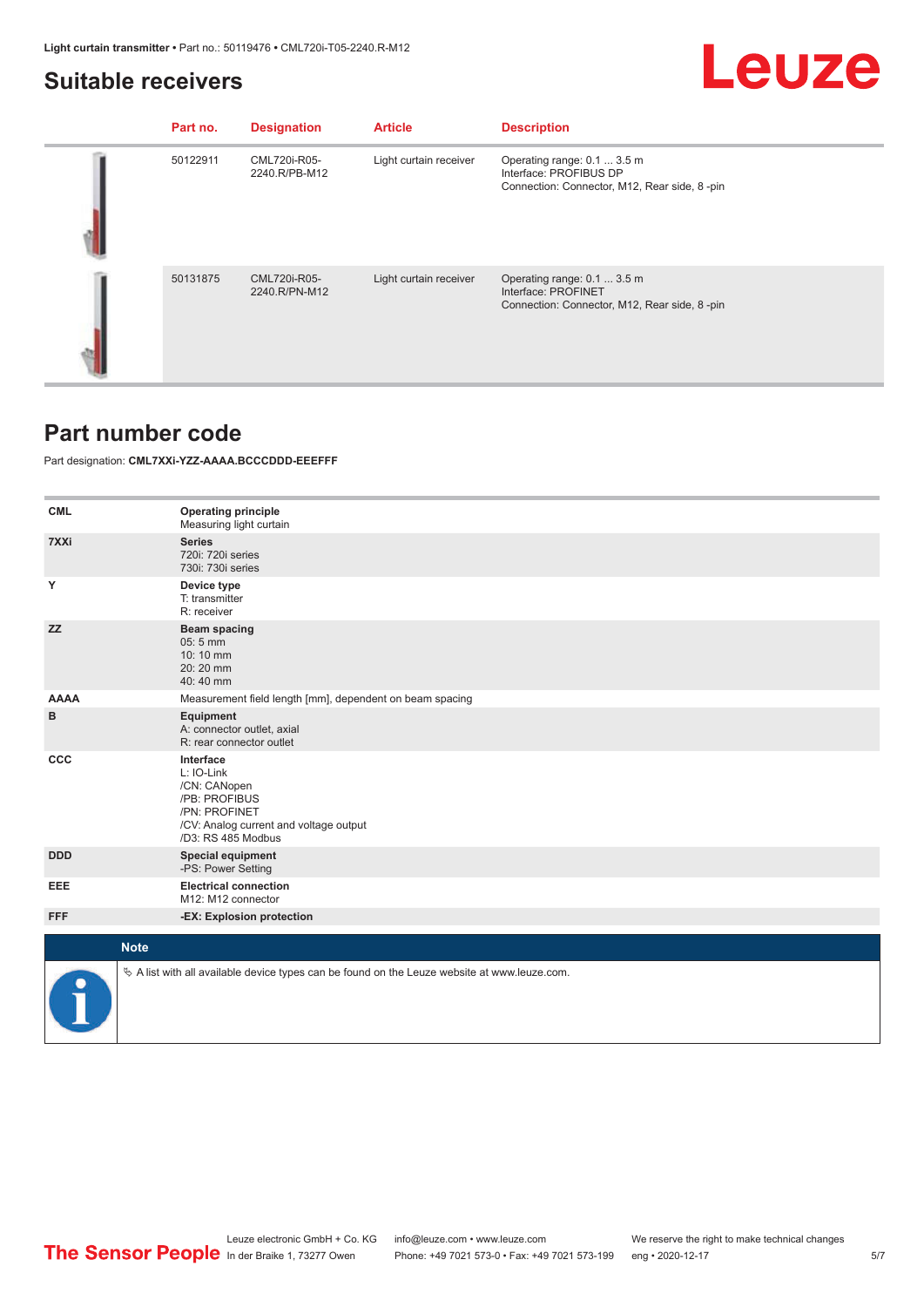## Suitable receivers

| | Part no. | Designation | Article | Description |
|---|---|---|---|---|
| | 50122911 | CML720i-R05-2240.R/PB-M12 | Light curtain receiver | Operating range: 0.1 ... 3.5 m<br>Interface: PROFIBUS DP<br>Connection: Connector, M12, Rear side, 8 -pin |
| | 50131875 | CML720i-R05-2240.R/PN-M12 | Light curtain receiver | Operating range: 0.1 ... 3.5 m<br>Interface: PROFINET<br>Connection: Connector, M12, Rear side, 8 -pin |

## Part number code

Part designation: **CML7XXi-YZZ-AAAA.BCCCDDD-EEEFFF**

| | |
|---|---|
| **CML** | **Operating principle**<br>Measuring light curtain |
| **7XXi** | **Series**<br>720i: 720i series<br>730i: 730i series |
| **Y** | **Device type**<br>T: transmitter<br>R: receiver |
| **ZZ** | **Beam spacing**<br>05: 5 mm<br>10: 10 mm<br>20: 20 mm<br>40: 40 mm |
| **AAAA** | Measurement field length [mm], dependent on beam spacing |
| **B** | **Equipment**<br>A: connector outlet, axial<br>R: rear connector outlet |
| **CCC** | **Interface**<br>L: IO-Link<br>/CN: CANopen<br>/PB: PROFIBUS<br>/PN: PROFINET<br>/CV: Analog current and voltage output<br>/D3: RS 485 Modbus |
| **DDD** | **Special equipment**<br>-PS: Power Setting |
| **EEE** | **Electrical connection**<br>M12: M12 connector |
| **FFF** | **-EX: Explosion protection** |

**Note**

↳ A list with all available device types can be found on the Leuze website at www.leuze.com.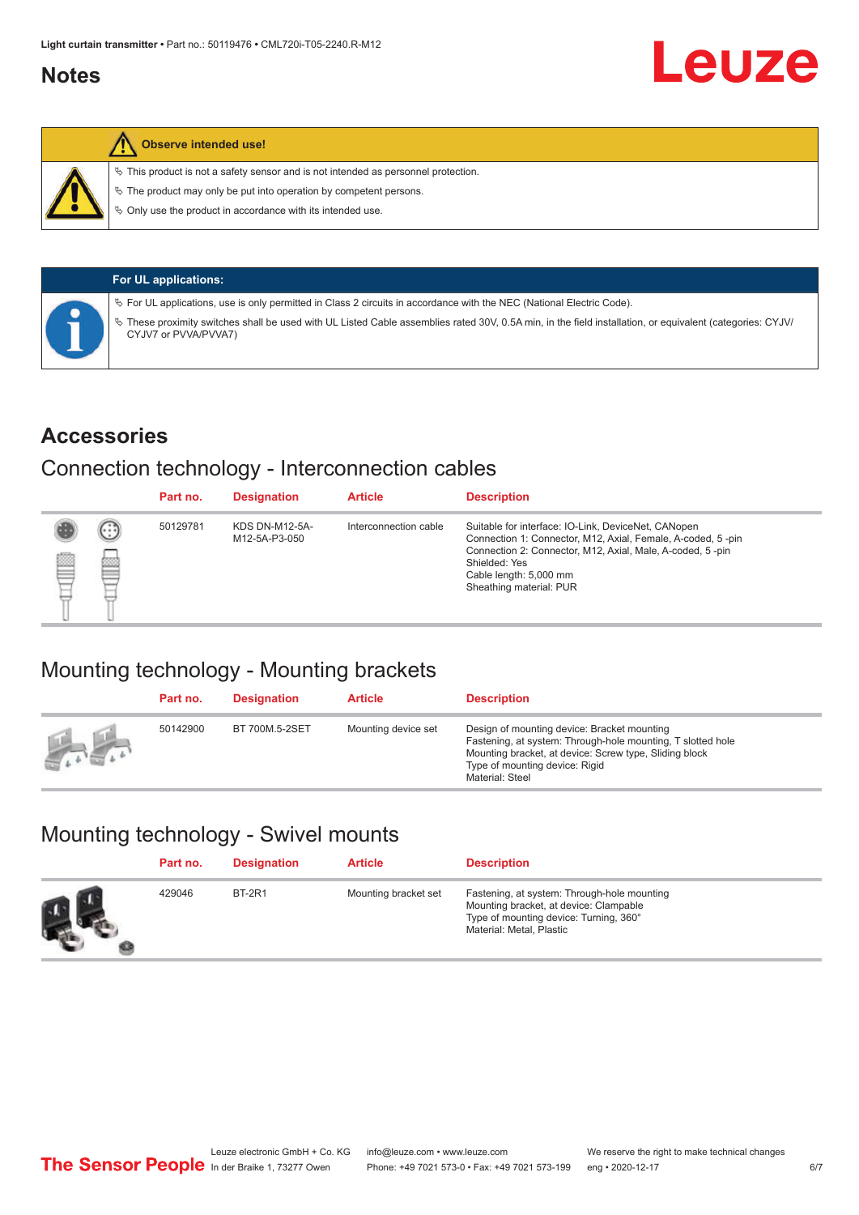## Notes

**Observe intended use!**

- ✎ This product is not a safety sensor and is not intended as personnel protection.
- ✎ The product may only be put into operation by competent persons.
- ✎ Only use the product in accordance with its intended use.

**For UL applications:**

- ✎ For UL applications, use is only permitted in Class 2 circuits in accordance with the NEC (National Electric Code).
- ✎ These proximity switches shall be used with UL Listed Cable assemblies rated 30V, 0.5A min, in the field installation, or equivalent (categories: CYJV/CYJV7 or PVVA/PVVA7)

## Accessories

### Connection technology - Interconnection cables

| Part no. | Designation | Article | Description |
|---|---|---|---|
| 50129781 | KDS DN-M12-5A-M12-5A-P3-050 | Interconnection cable | Suitable for interface: IO-Link, DeviceNet, CANopen<br>Connection 1: Connector, M12, Axial, Female, A-coded, 5 -pin<br>Connection 2: Connector, M12, Axial, Male, A-coded, 5 -pin<br>Shielded: Yes<br>Cable length: 5,000 mm<br>Sheathing material: PUR |

### Mounting technology - Mounting brackets

| Part no. | Designation | Article | Description |
|---|---|---|---|
| 50142900 | BT 700M.5-2SET | Mounting device set | Design of mounting device: Bracket mounting<br>Fastening, at system: Through-hole mounting, T slotted hole<br>Mounting bracket, at device: Screw type, Sliding block<br>Type of mounting device: Rigid<br>Material: Steel |

### Mounting technology - Swivel mounts

| Part no. | Designation | Article | Description |
|---|---|---|---|
| 429046 | BT-2R1 | Mounting bracket set | Fastening, at system: Through-hole mounting<br>Mounting bracket, at device: Clampable<br>Type of mounting device: Turning, 360°<br>Material: Metal, Plastic |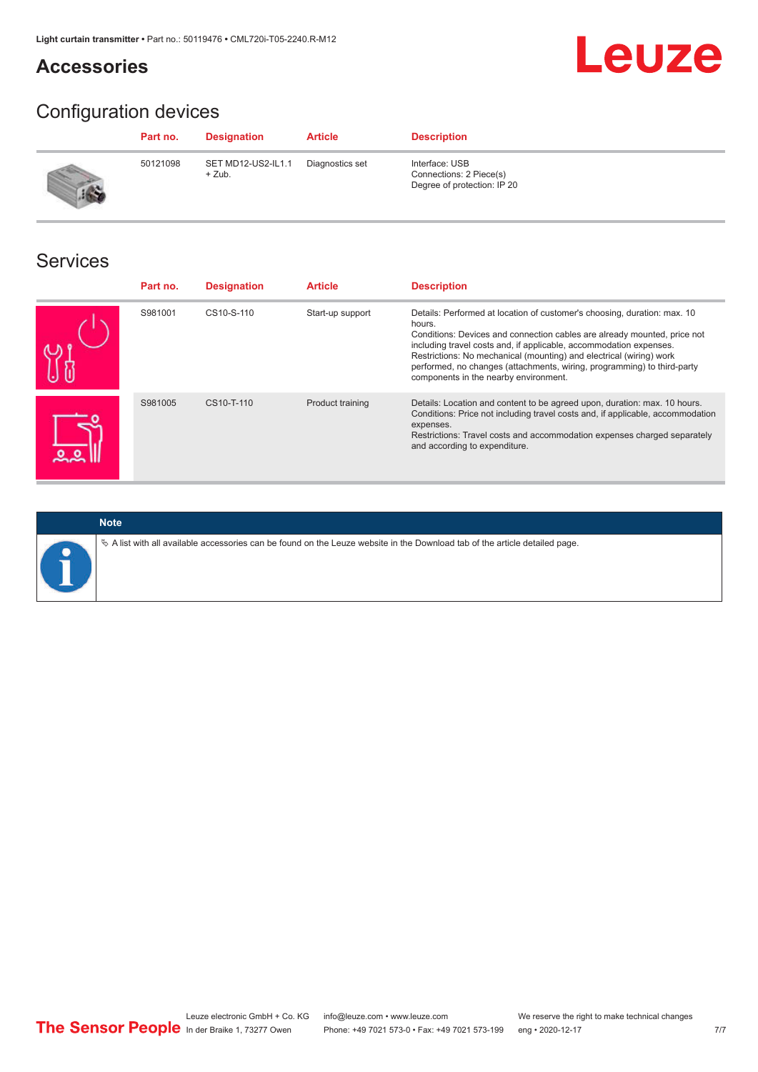## Accessories

### Configuration devices

| | Part no. | Designation | Article | Description |
|---|---|---|---|---|
| | 50121098 | SET MD12-US2-IL1.1 + Zub. | Diagnostics set | Interface: USB<br>Connections: 2 Piece(s)<br>Degree of protection: IP 20 |

### Services

| | Part no. | Designation | Article | Description |
|---|---|---|---|---|
| | S981001 | CS10-S-110 | Start-up support | Details: Performed at location of customer's choosing, duration: max. 10 hours.<br>Conditions: Devices and connection cables are already mounted, price not including travel costs and, if applicable, accommodation expenses.<br>Restrictions: No mechanical (mounting) and electrical (wiring) work performed, no changes (attachments, wiring, programming) to third-party components in the nearby environment. |
| | S981005 | CS10-T-110 | Product training | Details: Location and content to be agreed upon, duration: max. 10 hours.<br>Conditions: Price not including travel costs and, if applicable, accommodation expenses.<br>Restrictions: Travel costs and accommodation expenses charged separately and according to expenditure. |

**Note**

↪ A list with all available accessories can be found on the Leuze website in the Download tab of the article detailed page.